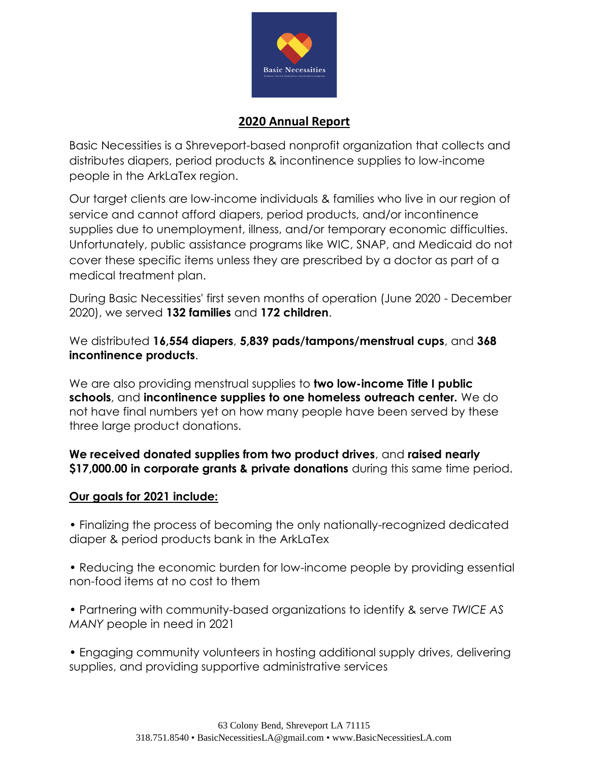# 2020 Annual Report

Basic Necessities is a Shreveport-based nonprofit organization that collects and distributes diapers, period products & incontinence supplies to low-income people in the ArkLaTex region.

Our target clients are low-income individuals & families who live in our region of service and cannot afford diapers, period products, and/or incontinence supplies due to unemployment, illness, and/or temporary economic difficulties. Unfortunately, public assistance programs like WIC, SNAP, and Medicaid do not cover these specific items unless they are prescribed by a doctor as part of a medical treatment plan.

During Basic Necessities' first seven months of operation (June 2020 - December 2020), we served **132 families** and **172 children**.

We distributed **16,554 diapers**, **5,839 pads/tampons/menstrual cups**, and **368 incontinence products**.

We are also providing menstrual supplies to **two low-income Title I public schools**, and **incontinence supplies to one homeless outreach center.** We do not have final numbers yet on how many people have been served by these three large product donations.

**We received donated supplies from two product drives**, and **raised nearly $17,000.00 in corporate grants & private donations** during this same time period.

## Our goals for 2021 include:

- Finalizing the process of becoming the only nationally-recognized dedicated diaper & period products bank in the ArkLaTex
- Reducing the economic burden for low-income people by providing essential non-food items at no cost to them
- Partnering with community-based organizations to identify & serve *TWICE AS MANY* people in need in 2021
- Engaging community volunteers in hosting additional supply drives, delivering supplies, and providing supportive administrative services

63 Colony Bend, Shreveport LA 71115
318.751.8540 • BasicNecessitiesLA@gmail.com • www.BasicNecessitiesLA.com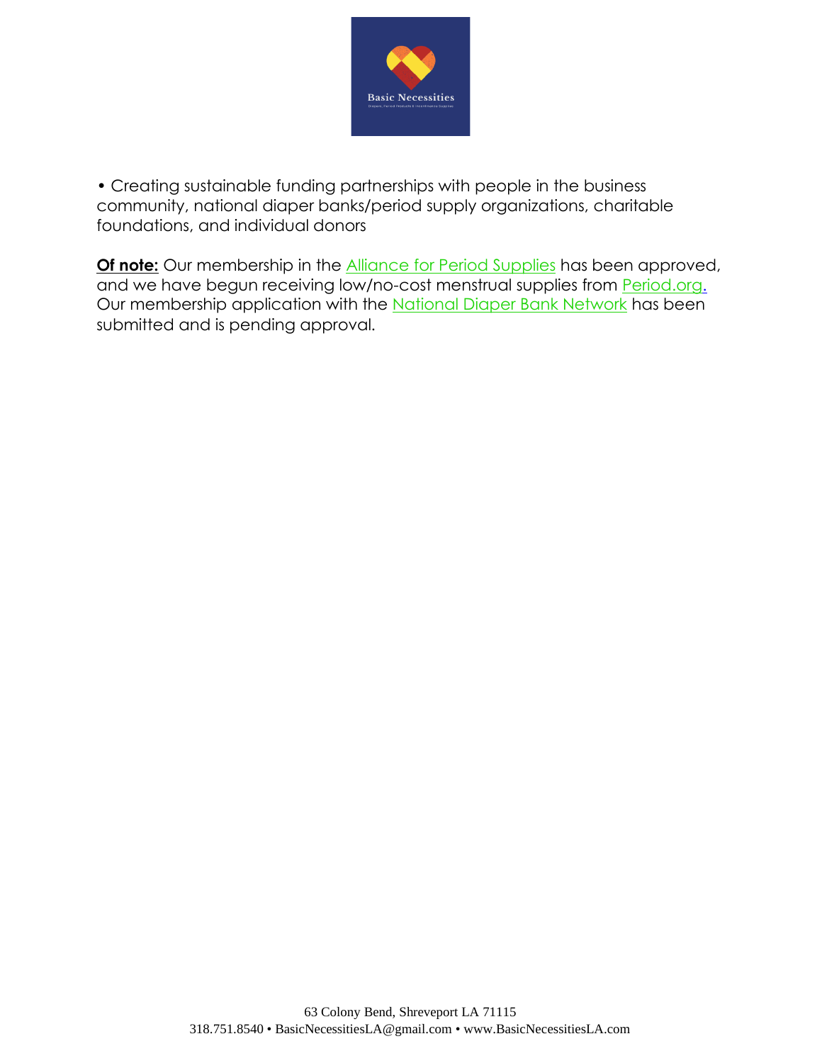• Creating sustainable funding partnerships with people in the business community, national diaper banks/period supply organizations, charitable foundations, and individual donors

**Of note:** Our membership in the Alliance for Period Supplies has been approved, and we have begun receiving low/no-cost menstrual supplies from Period.org. Our membership application with the National Diaper Bank Network has been submitted and is pending approval.

63 Colony Bend, Shreveport LA 71115
318.751.8540 • BasicNecessitiesLA@gmail.com • www.BasicNecessitiesLA.com